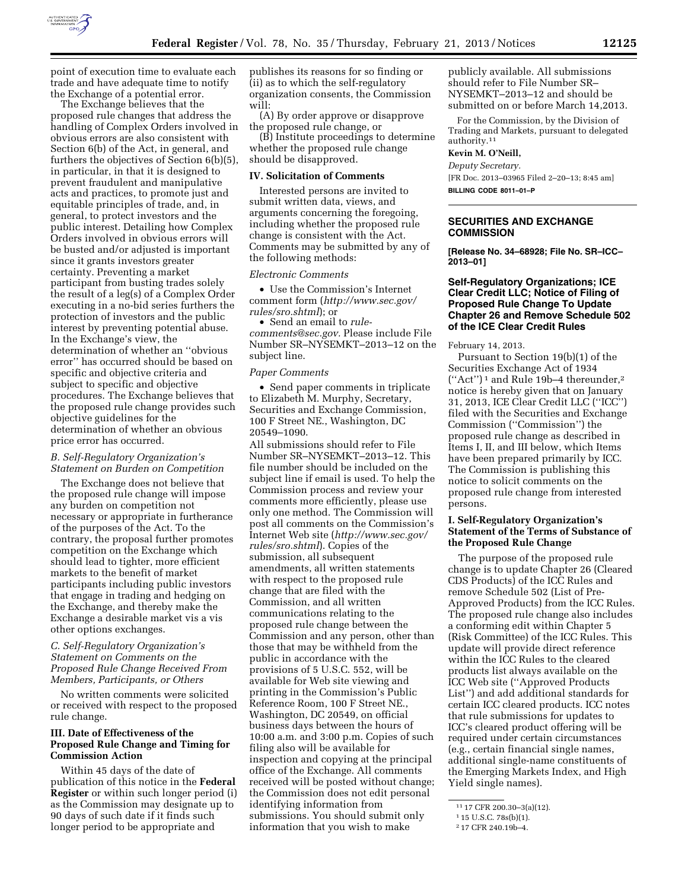point of execution time to evaluate each trade and have adequate time to notify the Exchange of a potential error.

The Exchange believes that the proposed rule changes that address the handling of Complex Orders involved in obvious errors are also consistent with Section 6(b) of the Act, in general, and furthers the objectives of Section 6(b)(5), in particular, in that it is designed to prevent fraudulent and manipulative acts and practices, to promote just and equitable principles of trade, and, in general, to protect investors and the public interest. Detailing how Complex Orders involved in obvious errors will be busted and/or adjusted is important since it grants investors greater certainty. Preventing a market participant from busting trades solely the result of a leg(s) of a Complex Order executing in a no-bid series furthers the protection of investors and the public interest by preventing potential abuse. In the Exchange's view, the determination of whether an ''obvious error'' has occurred should be based on specific and objective criteria and subject to specific and objective procedures. The Exchange believes that the proposed rule change provides such objective guidelines for the determination of whether an obvious price error has occurred.

### *B. Self-Regulatory Organization's Statement on Burden on Competition*

The Exchange does not believe that the proposed rule change will impose any burden on competition not necessary or appropriate in furtherance of the purposes of the Act. To the contrary, the proposal further promotes competition on the Exchange which should lead to tighter, more efficient markets to the benefit of market participants including public investors that engage in trading and hedging on the Exchange, and thereby make the Exchange a desirable market vis a vis other options exchanges.

### *C. Self-Regulatory Organization's Statement on Comments on the Proposed Rule Change Received From Members, Participants, or Others*

No written comments were solicited or received with respect to the proposed rule change.

## III. Date of Effectiveness of the Proposed Rule Change and Timing for Commission Action

Within 45 days of the date of publication of this notice in the **Federal Register** or within such longer period (i) as the Commission may designate up to 90 days of such date if it finds such longer period to be appropriate and publishes its reasons for so finding or (ii) as to which the self-regulatory organization consents, the Commission will:

(A) By order approve or disapprove the proposed rule change, or

(B) Institute proceedings to determine whether the proposed rule change should be disapproved.

## IV. Solicitation of Comments

Interested persons are invited to submit written data, views, and arguments concerning the foregoing, including whether the proposed rule change is consistent with the Act. Comments may be submitted by any of the following methods:

*Electronic Comments*

- Use the Commission's Internet comment form (*http://www.sec.gov/rules/sro.shtml*); or
- Send an email to *rule-comments@sec.gov.* Please include File Number SR–NYSEMKT–2013–12 on the subject line.

*Paper Comments*

- Send paper comments in triplicate to Elizabeth M. Murphy, Secretary, Securities and Exchange Commission, 100 F Street NE., Washington, DC 20549–1090.

All submissions should refer to File Number SR–NYSEMKT–2013–12. This file number should be included on the subject line if email is used. To help the Commission process and review your comments more efficiently, please use only one method. The Commission will post all comments on the Commission's Internet Web site (*http://www.sec.gov/rules/sro.shtml*). Copies of the submission, all subsequent amendments, all written statements with respect to the proposed rule change that are filed with the Commission, and all written communications relating to the proposed rule change between the Commission and any person, other than those that may be withheld from the public in accordance with the provisions of 5 U.S.C. 552, will be available for Web site viewing and printing in the Commission's Public Reference Room, 100 F Street NE., Washington, DC 20549, on official business days between the hours of 10:00 a.m. and 3:00 p.m. Copies of such filing also will be available for inspection and copying at the principal office of the Exchange. All comments received will be posted without change; the Commission does not edit personal identifying information from submissions. You should submit only information that you wish to make publicly available. All submissions should refer to File Number SR–NYSEMKT–2013–12 and should be submitted on or before March 14,2013.

For the Commission, by the Division of Trading and Markets, pursuant to delegated authority.[11]

**Kevin M. O'Neill,**

*Deputy Secretary.*

[FR Doc. 2013–03965 Filed 2–20–13; 8:45 am]

**BILLING CODE 8011–01–P**

---

## SECURITIES AND EXCHANGE COMMISSION

**[Release No. 34–68928; File No. SR–ICC–2013–01]**

## Self-Regulatory Organizations; ICE Clear Credit LLC; Notice of Filing of Proposed Rule Change To Update Chapter 26 and Remove Schedule 502 of the ICE Clear Credit Rules

February 14, 2013.

Pursuant to Section 19(b)(1) of the Securities Exchange Act of 1934 (''Act'')[1] and Rule 19b–4 thereunder,[2] notice is hereby given that on January 31, 2013, ICE Clear Credit LLC (''ICC'') filed with the Securities and Exchange Commission (''Commission'') the proposed rule change as described in Items I, II, and III below, which Items have been prepared primarily by ICC. The Commission is publishing this notice to solicit comments on the proposed rule change from interested persons.

## I. Self-Regulatory Organization's Statement of the Terms of Substance of the Proposed Rule Change

The purpose of the proposed rule change is to update Chapter 26 (Cleared CDS Products) of the ICC Rules and remove Schedule 502 (List of Pre-Approved Products) from the ICC Rules. The proposed rule change also includes a conforming edit within Chapter 5 (Risk Committee) of the ICC Rules. This update will provide direct reference within the ICC Rules to the cleared products list always available on the ICC Web site (''Approved Products List'') and add additional standards for certain ICC cleared products. ICC notes that rule submissions for updates to ICC's cleared product offering will be required under certain circumstances (e.g., certain financial single names, additional single-name constituents of the Emerging Markets Index, and High Yield single names).

---

[11] 17 CFR 200.30–3(a)(12).

[1] 15 U.S.C. 78s(b)(1).

[2] 17 CFR 240.19b–4.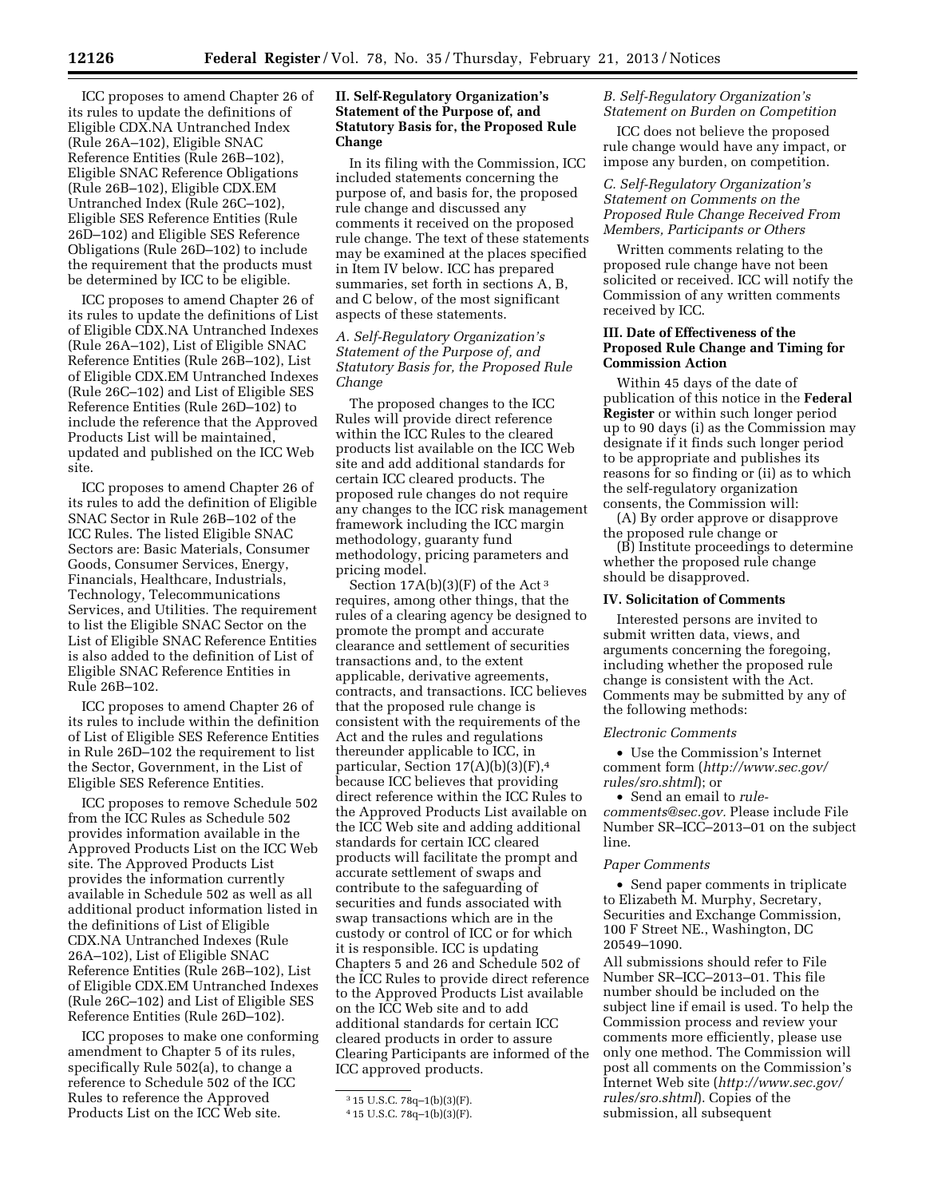ICC proposes to amend Chapter 26 of its rules to update the definitions of Eligible CDX.NA Untranched Index (Rule 26A–102), Eligible SNAC Reference Entities (Rule 26B–102), Eligible SNAC Reference Obligations (Rule 26B–102), Eligible CDX.EM Untranched Index (Rule 26C–102), Eligible SES Reference Entities (Rule 26D–102) and Eligible SES Reference Obligations (Rule 26D–102) to include the requirement that the products must be determined by ICC to be eligible.

ICC proposes to amend Chapter 26 of its rules to update the definitions of List of Eligible CDX.NA Untranched Indexes (Rule 26A–102), List of Eligible SNAC Reference Entities (Rule 26B–102), List of Eligible CDX.EM Untranched Indexes (Rule 26C–102) and List of Eligible SES Reference Entities (Rule 26D–102) to include the reference that the Approved Products List will be maintained, updated and published on the ICC Web site.

ICC proposes to amend Chapter 26 of its rules to add the definition of Eligible SNAC Sector in Rule 26B–102 of the ICC Rules. The listed Eligible SNAC Sectors are: Basic Materials, Consumer Goods, Consumer Services, Energy, Financials, Healthcare, Industrials, Technology, Telecommunications Services, and Utilities. The requirement to list the Eligible SNAC Sector on the List of Eligible SNAC Reference Entities is also added to the definition of List of Eligible SNAC Reference Entities in Rule 26B–102.

ICC proposes to amend Chapter 26 of its rules to include within the definition of List of Eligible SES Reference Entities in Rule 26D–102 the requirement to list the Sector, Government, in the List of Eligible SES Reference Entities.

ICC proposes to remove Schedule 502 from the ICC Rules as Schedule 502 provides information available in the Approved Products List on the ICC Web site. The Approved Products List provides the information currently available in Schedule 502 as well as all additional product information listed in the definitions of List of Eligible CDX.NA Untranched Indexes (Rule 26A–102), List of Eligible SNAC Reference Entities (Rule 26B–102), List of Eligible CDX.EM Untranched Indexes (Rule 26C–102) and List of Eligible SES Reference Entities (Rule 26D–102).

ICC proposes to make one conforming amendment to Chapter 5 of its rules, specifically Rule 502(a), to change a reference to Schedule 502 of the ICC Rules to reference the Approved Products List on the ICC Web site.

## II. Self-Regulatory Organization's Statement of the Purpose of, and Statutory Basis for, the Proposed Rule Change

In its filing with the Commission, ICC included statements concerning the purpose of, and basis for, the proposed rule change and discussed any comments it received on the proposed rule change. The text of these statements may be examined at the places specified in Item IV below. ICC has prepared summaries, set forth in sections A, B, and C below, of the most significant aspects of these statements.

### *A. Self-Regulatory Organization's Statement of the Purpose of, and Statutory Basis for, the Proposed Rule Change*

The proposed changes to the ICC Rules will provide direct reference within the ICC Rules to the cleared products list available on the ICC Web site and add additional standards for certain ICC cleared products. The proposed rule changes do not require any changes to the ICC risk management framework including the ICC margin methodology, guaranty fund methodology, pricing parameters and pricing model.

Section 17A(b)(3)(F) of the Act[3] requires, among other things, that the rules of a clearing agency be designed to promote the prompt and accurate clearance and settlement of securities transactions and, to the extent applicable, derivative agreements, contracts, and transactions. ICC believes that the proposed rule change is consistent with the requirements of the Act and the rules and regulations thereunder applicable to ICC, in particular, Section 17(A)(b)(3)(F),[4] because ICC believes that providing direct reference within the ICC Rules to the Approved Products List available on the ICC Web site and adding additional standards for certain ICC cleared products will facilitate the prompt and accurate settlement of swaps and contribute to the safeguarding of securities and funds associated with swap transactions which are in the custody or control of ICC or for which it is responsible. ICC is updating Chapters 5 and 26 and Schedule 502 of the ICC Rules to provide direct reference to the Approved Products List available on the ICC Web site and to add additional standards for certain ICC cleared products in order to assure Clearing Participants are informed of the ICC approved products.

[3] 15 U.S.C. 78q–1(b)(3)(F).

[4] 15 U.S.C. 78q–1(b)(3)(F).

### *B. Self-Regulatory Organization's Statement on Burden on Competition*

ICC does not believe the proposed rule change would have any impact, or impose any burden, on competition.

### *C. Self-Regulatory Organization's Statement on Comments on the Proposed Rule Change Received From Members, Participants or Others*

Written comments relating to the proposed rule change have not been solicited or received. ICC will notify the Commission of any written comments received by ICC.

## III. Date of Effectiveness of the Proposed Rule Change and Timing for Commission Action

Within 45 days of the date of publication of this notice in the **Federal Register** or within such longer period up to 90 days (i) as the Commission may designate if it finds such longer period to be appropriate and publishes its reasons for so finding or (ii) as to which the self-regulatory organization consents, the Commission will:

(A) By order approve or disapprove the proposed rule change or

(B) Institute proceedings to determine whether the proposed rule change should be disapproved.

## IV. Solicitation of Comments

Interested persons are invited to submit written data, views, and arguments concerning the foregoing, including whether the proposed rule change is consistent with the Act. Comments may be submitted by any of the following methods:

*Electronic Comments*

- Use the Commission's Internet comment form (*http://www.sec.gov/rules/sro.shtml*); or
- Send an email to *rule-comments@sec.gov.* Please include File Number SR–ICC–2013–01 on the subject line.

*Paper Comments*

- Send paper comments in triplicate to Elizabeth M. Murphy, Secretary, Securities and Exchange Commission, 100 F Street NE., Washington, DC 20549–1090.

All submissions should refer to File Number SR–ICC–2013–01. This file number should be included on the subject line if email is used. To help the Commission process and review your comments more efficiently, please use only one method. The Commission will post all comments on the Commission's Internet Web site (*http://www.sec.gov/rules/sro.shtml*). Copies of the submission, all subsequent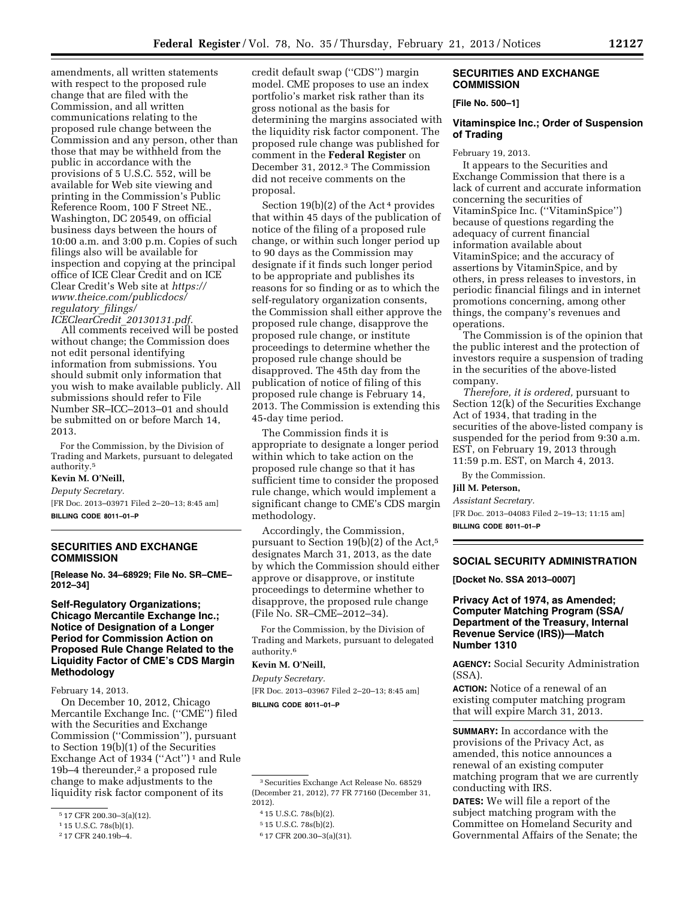amendments, all written statements with respect to the proposed rule change that are filed with the Commission, and all written communications relating to the proposed rule change between the Commission and any person, other than those that may be withheld from the public in accordance with the provisions of 5 U.S.C. 552, will be available for Web site viewing and printing in the Commission's Public Reference Room, 100 F Street NE., Washington, DC 20549, on official business days between the hours of 10:00 a.m. and 3:00 p.m. Copies of such filings also will be available for inspection and copying at the principal office of ICE Clear Credit and on ICE Clear Credit's Web site at *https://www.theice.com/publicdocs/regulatory_filings/ICEClearCredit_20130131.pdf.*

All comments received will be posted without change; the Commission does not edit personal identifying information from submissions. You should submit only information that you wish to make available publicly. All submissions should refer to File Number SR–ICC–2013–01 and should be submitted on or before March 14, 2013.

For the Commission, by the Division of Trading and Markets, pursuant to delegated authority.[5]

**Kevin M. O'Neill,**

*Deputy Secretary.*

[FR Doc. 2013–03971 Filed 2–20–13; 8:45 am]

**BILLING CODE 8011–01–P**

[5] 17 CFR 200.30–3(a)(12).

## SECURITIES AND EXCHANGE COMMISSION

**[Release No. 34–68929; File No. SR–CME–2012–34]**

### Self-Regulatory Organizations; Chicago Mercantile Exchange Inc.; Notice of Designation of a Longer Period for Commission Action on Proposed Rule Change Related to the Liquidity Factor of CME's CDS Margin Methodology

February 14, 2013.

On December 10, 2012, Chicago Mercantile Exchange Inc. (''CME'') filed with the Securities and Exchange Commission (''Commission''), pursuant to Section 19(b)(1) of the Securities Exchange Act of 1934 (''Act'')[1] and Rule 19b–4 thereunder,[2] a proposed rule change to make adjustments to the liquidity risk factor component of its credit default swap (''CDS'') margin model. CME proposes to use an index portfolio's market risk rather than its gross notional as the basis for determining the margins associated with the liquidity risk factor component. The proposed rule change was published for comment in the **Federal Register** on December 31, 2012.[3] The Commission did not receive comments on the proposal.

Section 19(b)(2) of the Act[4] provides that within 45 days of the publication of notice of the filing of a proposed rule change, or within such longer period up to 90 days as the Commission may designate if it finds such longer period to be appropriate and publishes its reasons for so finding or as to which the self-regulatory organization consents, the Commission shall either approve the proposed rule change, disapprove the proposed rule change, or institute proceedings to determine whether the proposed rule change should be disapproved. The 45th day from the publication of notice of filing of this proposed rule change is February 14, 2013. The Commission is extending this 45-day time period.

The Commission finds it is appropriate to designate a longer period within which to take action on the proposed rule change so that it has sufficient time to consider the proposed rule change, which would implement a significant change to CME's CDS margin methodology.

Accordingly, the Commission, pursuant to Section 19(b)(2) of the Act,[5] designates March 31, 2013, as the date by which the Commission should either approve or disapprove, or institute proceedings to determine whether to disapprove, the proposed rule change (File No. SR–CME–2012–34).

For the Commission, by the Division of Trading and Markets, pursuant to delegated authority.[6]

**Kevin M. O'Neill,**

*Deputy Secretary.*

[FR Doc. 2013–03967 Filed 2–20–13; 8:45 am]

**BILLING CODE 8011–01–P**

[1] 15 U.S.C. 78s(b)(1).

[2] 17 CFR 240.19b–4.

[3] Securities Exchange Act Release No. 68529 (December 21, 2012), 77 FR 77160 (December 31, 2012).

[4] 15 U.S.C. 78s(b)(2).

[5] 15 U.S.C. 78s(b)(2).

[6] 17 CFR 200.30–3(a)(31).

## SECURITIES AND EXCHANGE COMMISSION

**[File No. 500–1]**

### Vitaminspice Inc.; Order of Suspension of Trading

February 19, 2013.

It appears to the Securities and Exchange Commission that there is a lack of current and accurate information concerning the securities of VitaminSpice Inc. (''VitaminSpice'') because of questions regarding the adequacy of current financial information available about VitaminSpice; and the accuracy of assertions by VitaminSpice, and by others, in press releases to investors, in periodic financial filings and in internet promotions concerning, among other things, the company's revenues and operations.

The Commission is of the opinion that the public interest and the protection of investors require a suspension of trading in the securities of the above-listed company.

*Therefore, it is ordered,* pursuant to Section 12(k) of the Securities Exchange Act of 1934, that trading in the securities of the above-listed company is suspended for the period from 9:30 a.m. EST, on February 19, 2013 through 11:59 p.m. EST, on March 4, 2013.

By the Commission.

**Jill M. Peterson,**

*Assistant Secretary.*

[FR Doc. 2013–04083 Filed 2–19–13; 11:15 am]

**BILLING CODE 8011–01–P**

## SOCIAL SECURITY ADMINISTRATION

**[Docket No. SSA 2013–0007]**

### Privacy Act of 1974, as Amended; Computer Matching Program (SSA/Department of the Treasury, Internal Revenue Service (IRS))—Match Number 1310

**AGENCY:** Social Security Administration (SSA).

**ACTION:** Notice of a renewal of an existing computer matching program that will expire March 31, 2013.

**SUMMARY:** In accordance with the provisions of the Privacy Act, as amended, this notice announces a renewal of an existing computer matching program that we are currently conducting with IRS.

**DATES:** We will file a report of the subject matching program with the Committee on Homeland Security and Governmental Affairs of the Senate; the